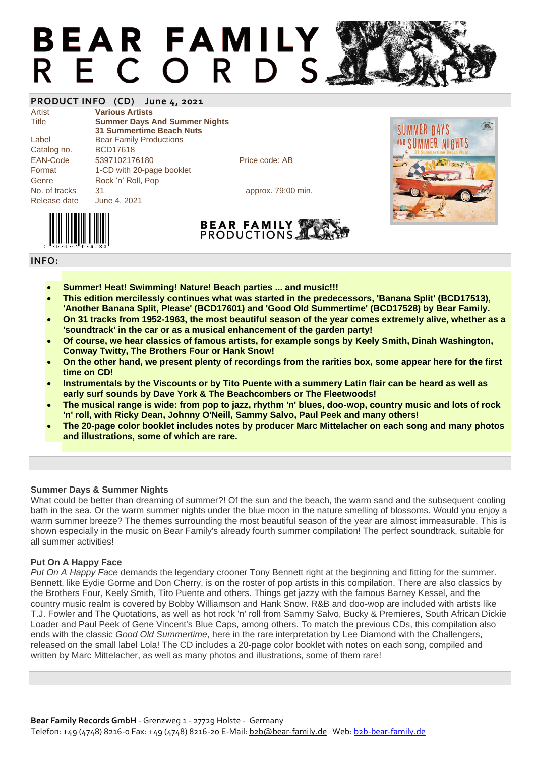# BEAR FAMILY RECORDS

## PRODUCT INFO (CD) June 4, 2021

| | | |
|---|---|---|
| Artist | **Various Artists** | |
| Title | **Summer Days And Summer Nights**<br>**31 Summertime Beach Nuts** | |
| Label | Bear Family Productions | |
| Catalog no. | BCD17618 | |
| EAN-Code | 5397102176180 | Price code: AB |
| Format | 1-CD with 20-page booklet | |
| Genre | Rock 'n' Roll, Pop | |
| No. of tracks | 31 | approx. 79:00 min. |
| Release date | June 4, 2021 | |

5 397102 176180

BEAR FAMILY PRODUCTIONS

## INFO:

- **Summer! Heat! Swimming! Nature! Beach parties ... and music!!!**
- **This edition mercilessly continues what was started in the predecessors, 'Banana Split' (BCD17513), 'Another Banana Split, Please' (BCD17601) and 'Good Old Summertime' (BCD17528) by Bear Family.**
- **On 31 tracks from 1952-1963, the most beautiful season of the year comes extremely alive, whether as a 'soundtrack' in the car or as a musical enhancement of the garden party!**
- **Of course, we hear classics of famous artists, for example songs by Keely Smith, Dinah Washington, Conway Twitty, The Brothers Four or Hank Snow!**
- **On the other hand, we present plenty of recordings from the rarities box, some appear here for the first time on CD!**
- **Instrumentals by the Viscounts or by Tito Puente with a summery Latin flair can be heard as well as early surf sounds by Dave York & The Beachcombers or The Fleetwoods!**
- **The musical range is wide: from pop to jazz, rhythm 'n' blues, doo-wop, country music and lots of rock 'n' roll, with Ricky Dean, Johnny O'Neill, Sammy Salvo, Paul Peek and many others!**
- **The 20-page color booklet includes notes by producer Marc Mittelacher on each song and many photos and illustrations, some of which are rare.**

### Summer Days & Summer Nights

What could be better than dreaming of summer?! Of the sun and the beach, the warm sand and the subsequent cooling bath in the sea. Or the warm summer nights under the blue moon in the nature smelling of blossoms. Would you enjoy a warm summer breeze? The themes surrounding the most beautiful season of the year are almost immeasurable. This is shown especially in the music on Bear Family's already fourth summer compilation! The perfect soundtrack, suitable for all summer activities!

### Put On A Happy Face

*Put On A Happy Face* demands the legendary crooner Tony Bennett right at the beginning and fitting for the summer. Bennett, like Eydie Gorme and Don Cherry, is on the roster of pop artists in this compilation. There are also classics by the Brothers Four, Keely Smith, Tito Puente and others. Things get jazzy with the famous Barney Kessel, and the country music realm is covered by Bobby Williamson and Hank Snow. R&B and doo-wop are included with artists like T.J. Fowler and The Quotations, as well as hot rock 'n' roll from Sammy Salvo, Bucky & Premieres, South African Dickie Loader and Paul Peek of Gene Vincent's Blue Caps, among others. To match the previous CDs, this compilation also ends with the classic *Good Old Summertime*, here in the rare interpretation by Lee Diamond with the Challengers, released on the small label Lola! The CD includes a 20-page color booklet with notes on each song, compiled and written by Marc Mittelacher, as well as many photos and illustrations, some of them rare!

**Bear Family Records GmbH** - Grenzweg 1 - 27729 Holste - Germany
Telefon: +49 (4748) 8216-0 Fax: +49 (4748) 8216-20 E-Mail: b2b@bear-family.de Web: b2b-bear-family.de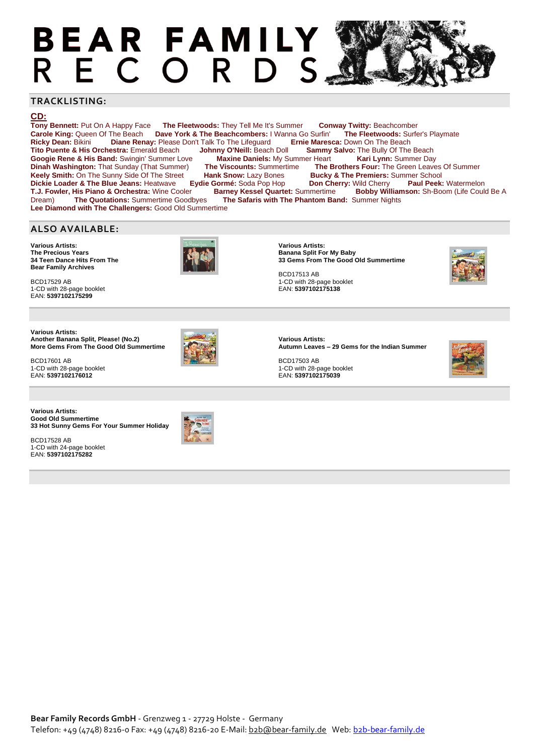# BEAR FAMILY RECORDS

## TRACKLISTING:

**CD:**

**Tony Bennett:** Put On A Happy Face **The Fleetwoods:** They Tell Me It's Summer **Conway Twitty:** Beachcomber **Carole King:** Queen Of The Beach **Dave York & The Beachcombers:** I Wanna Go Surfin' **The Fleetwoods:** Surfer's Playmate **Ricky Dean:** Bikini **Diane Renay:** Please Don't Talk To The Lifeguard **Ernie Maresca:** Down On The Beach **Tito Puente & His Orchestra:** Emerald Beach **Johnny O'Neill:** Beach Doll **Sammy Salvo:** The Bully Of The Beach **Googie Rene & His Band:** Swingin' Summer Love **Maxine Daniels:** My Summer Heart **Kari Lynn:** Summer Day **Dinah Washington:** That Sunday (That Summer) **The Viscounts:** Summertime **The Brothers Four:** The Green Leaves Of Summer **Keely Smith:** On The Sunny Side Of The Street **Hank Snow:** Lazy Bones **Bucky & The Premiers:** Summer School **Dickie Loader & The Blue Jeans:** Heatwave **Eydie Gormé:** Soda Pop Hop **Don Cherry:** Wild Cherry **Paul Peek:** Watermelon **T.J. Fowler, His Piano & Orchestra:** Wine Cooler **Barney Kessel Quartet:** Summertime **Bobby Williamson:** Sh-Boom (Life Could Be A Dream) **The Quotations:** Summertime Goodbyes **The Safaris with The Phantom Band:** Summer Nights **Lee Diamond with The Challengers:** Good Old Summertime

## ALSO AVAILABLE:

**Various Artists:**
**The Precious Years**
**34 Teen Dance Hits From The Bear Family Archives**

BCD17529 AB
1-CD with 28-page booklet
EAN: **5397102175299**

**Various Artists:**
**Banana Split For My Baby**
**33 Gems From The Good Old Summertime**

BCD17513 AB
1-CD with 28-page booklet
EAN: **5397102175138**

**Various Artists:**
**Another Banana Split, Please! (No.2)**
**More Gems From The Good Old Summertime**

BCD17601 AB
1-CD with 28-page booklet
EAN: **5397102176012**

**Various Artists:**
**Autumn Leaves – 29 Gems for the Indian Summer**

BCD17503 AB
1-CD with 28-page booklet
EAN: **5397102175039**

**Various Artists:**
**Good Old Summertime**
**33 Hot Sunny Gems For Your Summer Holiday**

BCD17528 AB
1-CD with 24-page booklet
EAN: **5397102175282**

**Bear Family Records GmbH** - Grenzweg 1 - 27729 Holste - Germany
Telefon: +49 (4748) 8216-0 Fax: +49 (4748) 8216-20 E-Mail: b2b@bear-family.de Web: b2b-bear-family.de